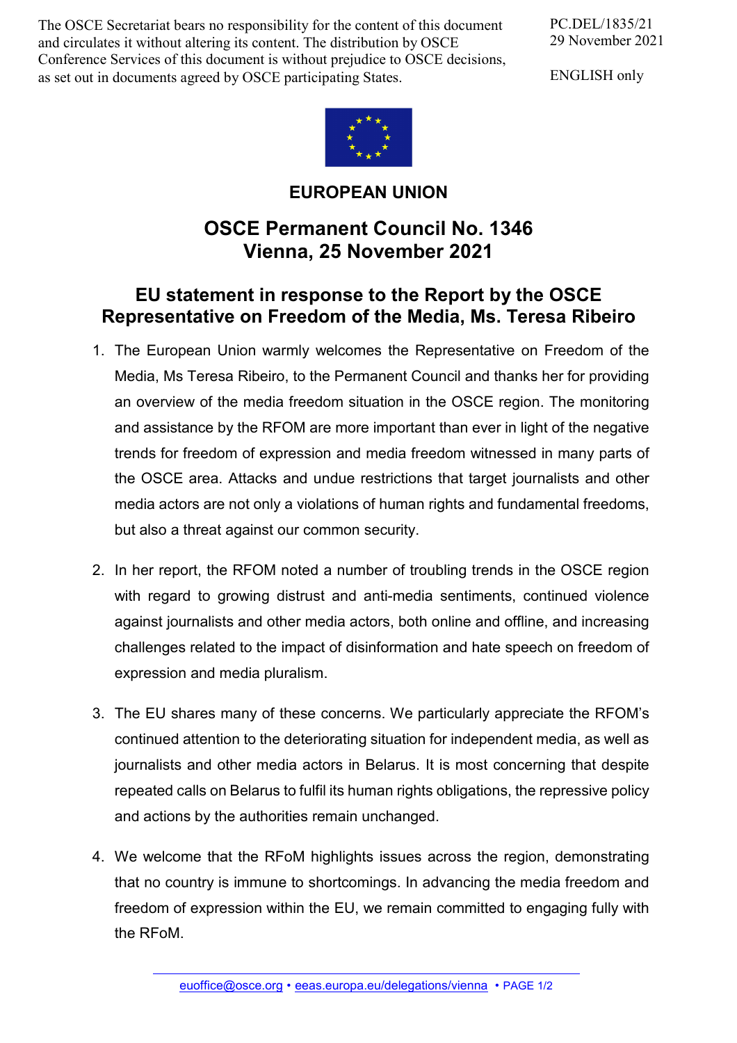The OSCE Secretariat bears no responsibility for the content of this document and circulates it without altering its content. The distribution by OSCE Conference Services of this document is without prejudice to OSCE decisions, as set out in documents agreed by OSCE participating States.

PC.DEL/1835/21
29 November 2021

ENGLISH only

# EUROPEAN UNION

## OSCE Permanent Council No. 1346
## Vienna, 25 November 2021

## EU statement in response to the Report by the OSCE Representative on Freedom of the Media, Ms. Teresa Ribeiro

1. The European Union warmly welcomes the Representative on Freedom of the Media, Ms Teresa Ribeiro, to the Permanent Council and thanks her for providing an overview of the media freedom situation in the OSCE region. The monitoring and assistance by the RFOM are more important than ever in light of the negative trends for freedom of expression and media freedom witnessed in many parts of the OSCE area. Attacks and undue restrictions that target journalists and other media actors are not only a violations of human rights and fundamental freedoms, but also a threat against our common security.

2. In her report, the RFOM noted a number of troubling trends in the OSCE region with regard to growing distrust and anti-media sentiments, continued violence against journalists and other media actors, both online and offline, and increasing challenges related to the impact of disinformation and hate speech on freedom of expression and media pluralism.

3. The EU shares many of these concerns. We particularly appreciate the RFOM's continued attention to the deteriorating situation for independent media, as well as journalists and other media actors in Belarus. It is most concerning that despite repeated calls on Belarus to fulfil its human rights obligations, the repressive policy and actions by the authorities remain unchanged.

4. We welcome that the RFoM highlights issues across the region, demonstrating that no country is immune to shortcomings. In advancing the media freedom and freedom of expression within the EU, we remain committed to engaging fully with the RFoM.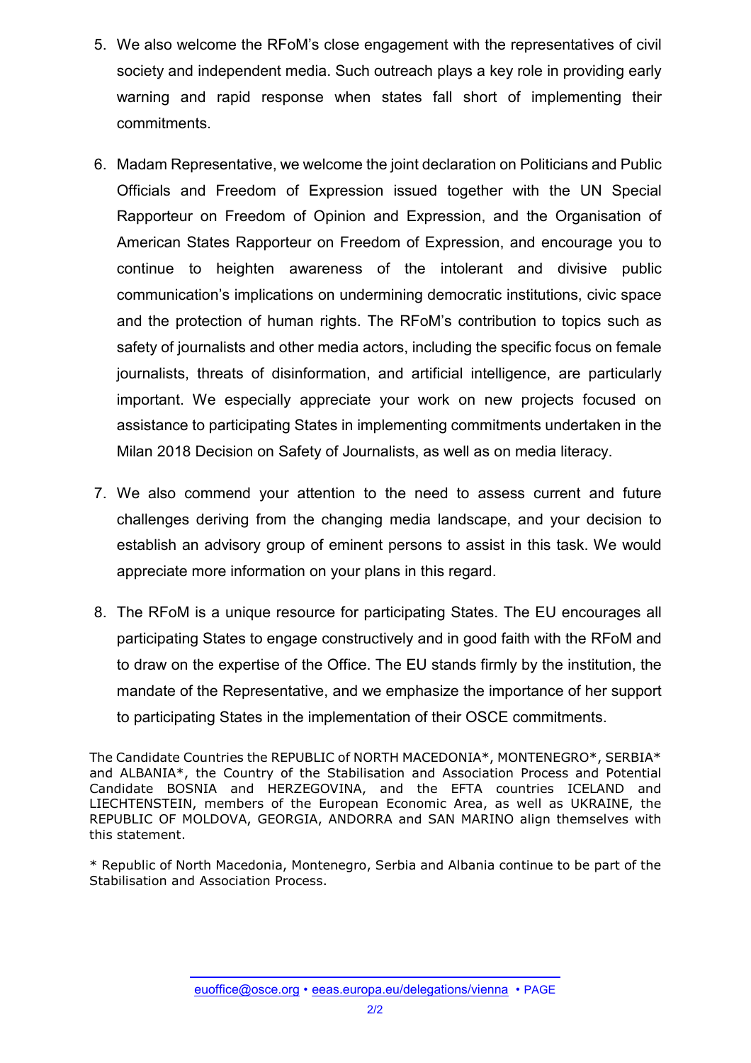5. We also welcome the RFoM's close engagement with the representatives of civil society and independent media. Such outreach plays a key role in providing early warning and rapid response when states fall short of implementing their commitments.

6. Madam Representative, we welcome the joint declaration on Politicians and Public Officials and Freedom of Expression issued together with the UN Special Rapporteur on Freedom of Opinion and Expression, and the Organisation of American States Rapporteur on Freedom of Expression, and encourage you to continue to heighten awareness of the intolerant and divisive public communication's implications on undermining democratic institutions, civic space and the protection of human rights. The RFoM's contribution to topics such as safety of journalists and other media actors, including the specific focus on female journalists, threats of disinformation, and artificial intelligence, are particularly important. We especially appreciate your work on new projects focused on assistance to participating States in implementing commitments undertaken in the Milan 2018 Decision on Safety of Journalists, as well as on media literacy.

7. We also commend your attention to the need to assess current and future challenges deriving from the changing media landscape, and your decision to establish an advisory group of eminent persons to assist in this task. We would appreciate more information on your plans in this regard.

8. The RFoM is a unique resource for participating States. The EU encourages all participating States to engage constructively and in good faith with the RFoM and to draw on the expertise of the Office. The EU stands firmly by the institution, the mandate of the Representative, and we emphasize the importance of her support to participating States in the implementation of their OSCE commitments.

The Candidate Countries the REPUBLIC of NORTH MACEDONIA*, MONTENEGRO*, SERBIA* and ALBANIA*, the Country of the Stabilisation and Association Process and Potential Candidate BOSNIA and HERZEGOVINA, and the EFTA countries ICELAND and LIECHTENSTEIN, members of the European Economic Area, as well as UKRAINE, the REPUBLIC OF MOLDOVA, GEORGIA, ANDORRA and SAN MARINO align themselves with this statement.

* Republic of North Macedonia, Montenegro, Serbia and Albania continue to be part of the Stabilisation and Association Process.

euoffice@osce.org • eeas.europa.eu/delegations/vienna